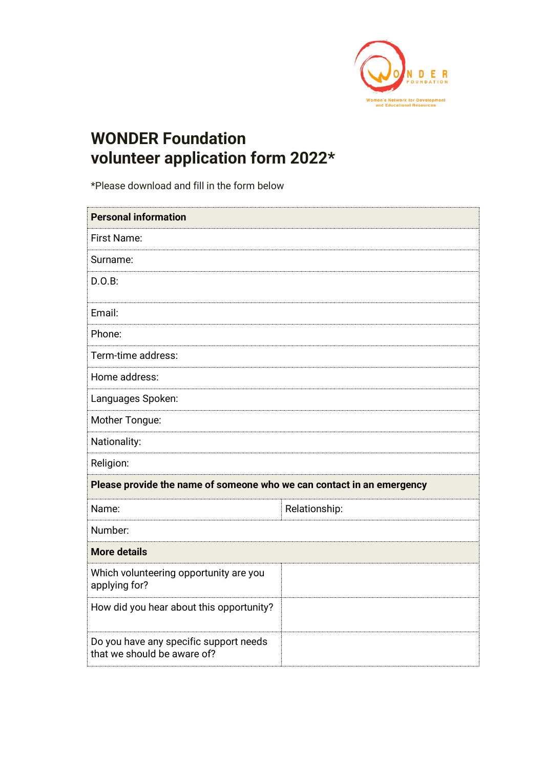# WONDER Foundation volunteer application form 2022*

*Please download and fill in the form below

| **Personal information** | |
|---|---|
| First Name: | |
| Surname: | |
| D.O.B: | |
| Email: | |
| Phone: | |
| Term-time address: | |
| Home address: | |
| Languages Spoken: | |
| Mother Tongue: | |
| Nationality: | |
| Religion: | |
| **Please provide the name of someone who we can contact in an emergency** | |
| Name: | Relationship: |
| Number: | |
| **More details** | |
| Which volunteering opportunity are you applying for? | |
| How did you hear about this opportunity? | |
| Do you have any specific support needs that we should be aware of? | |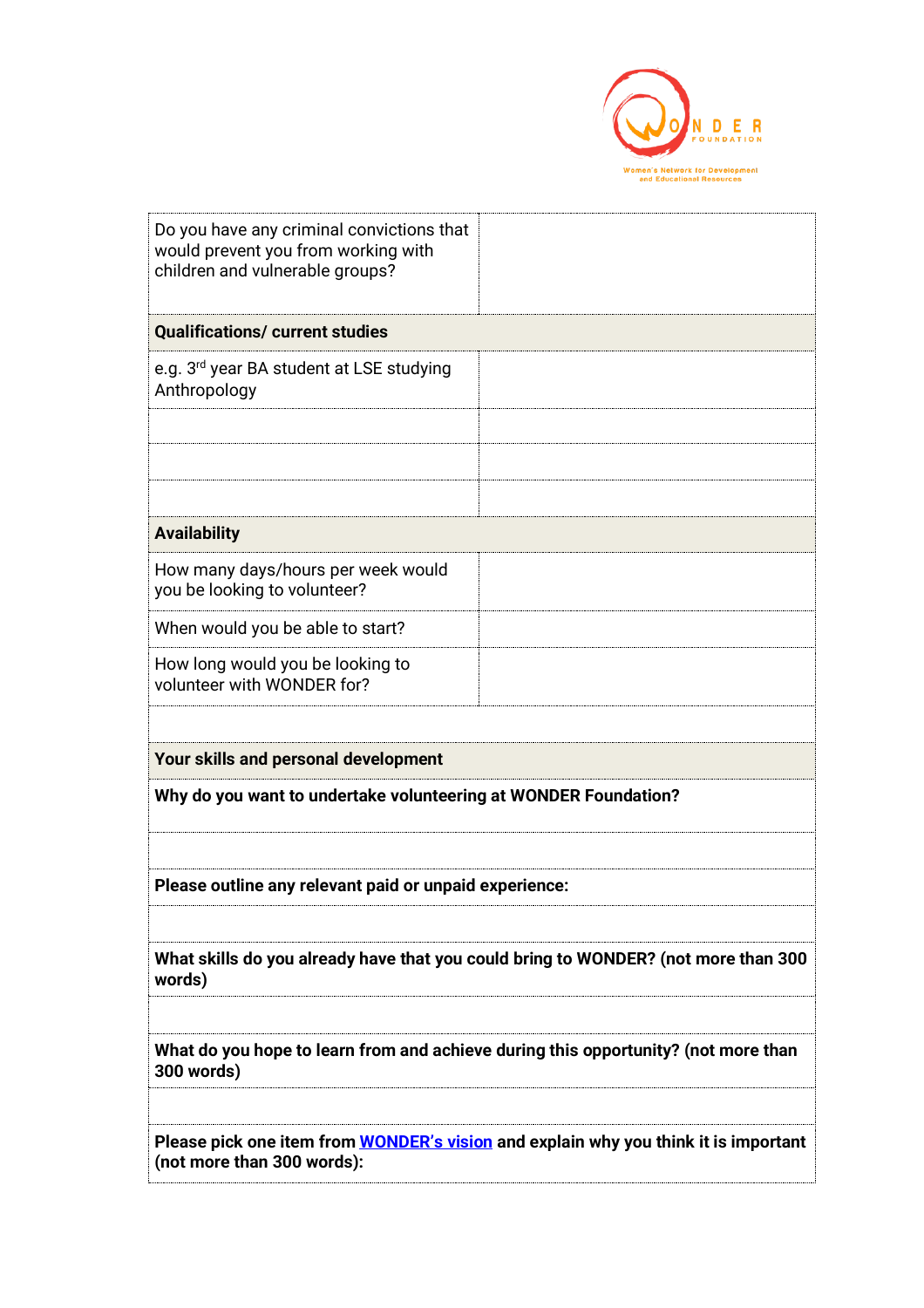| | |
|---|---|
| Do you have any criminal convictions that would prevent you from working with children and vulnerable groups? | |
| **Qualifications/ current studies** | |
| e.g. 3rd year BA student at LSE studying Anthropology | |
| | |
| | |
| | |
| **Availability** | |
| How many days/hours per week would you be looking to volunteer? | |
| When would you be able to start? | |
| How long would you be looking to volunteer with WONDER for? | |
| | |
| **Your skills and personal development** | |
| **Why do you want to undertake volunteering at WONDER Foundation?** | |
| | |
| **Please outline any relevant paid or unpaid experience:** | |
| | |
| **What skills do you already have that you could bring to WONDER? (not more than 300 words)** | |
| | |
| **What do you hope to learn from and achieve during this opportunity? (not more than 300 words)** | |
| | |
| **Please pick one item from WONDER's vision and explain why you think it is important (not more than 300 words):** | |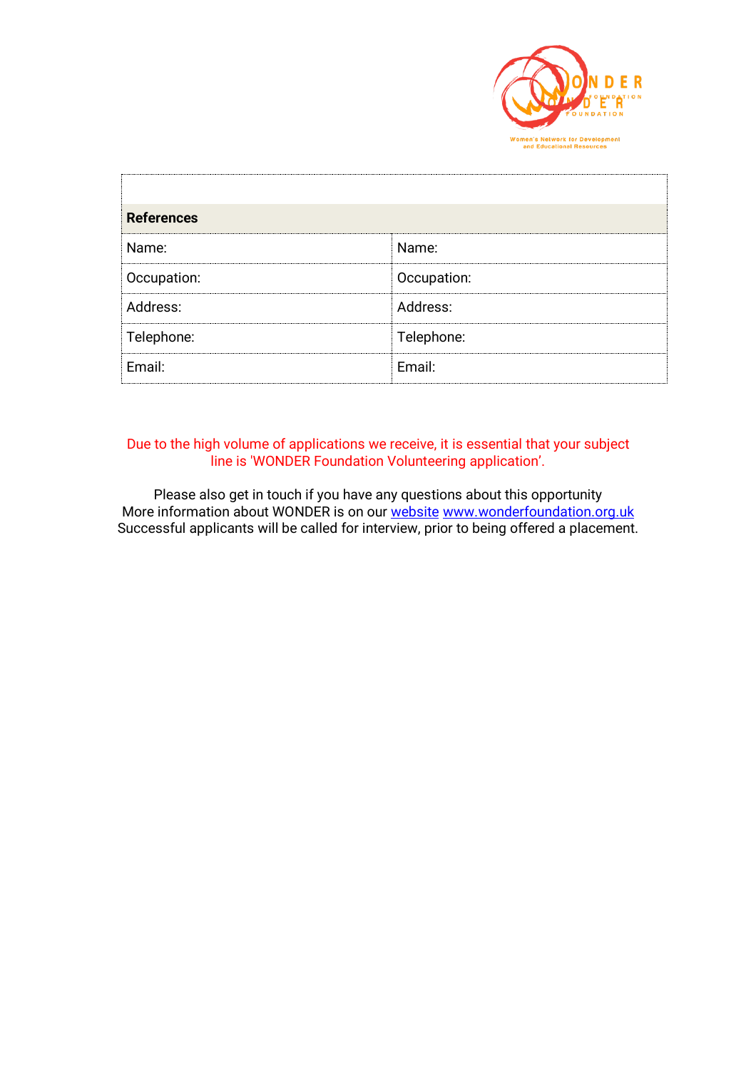| | |
|---|---|
| **References** | |
| Name: | Name: |
| Occupation: | Occupation: |
| Address: | Address: |
| Telephone: | Telephone: |
| Email: | Email: |

Due to the high volume of applications we receive, it is essential that your subject line is 'WONDER Foundation Volunteering application'.

Please also get in touch if you have any questions about this opportunity
More information about WONDER is on our [website](www.wonderfoundation.org.uk) [www.wonderfoundation.org.uk](www.wonderfoundation.org.uk)
Successful applicants will be called for interview, prior to being offered a placement.